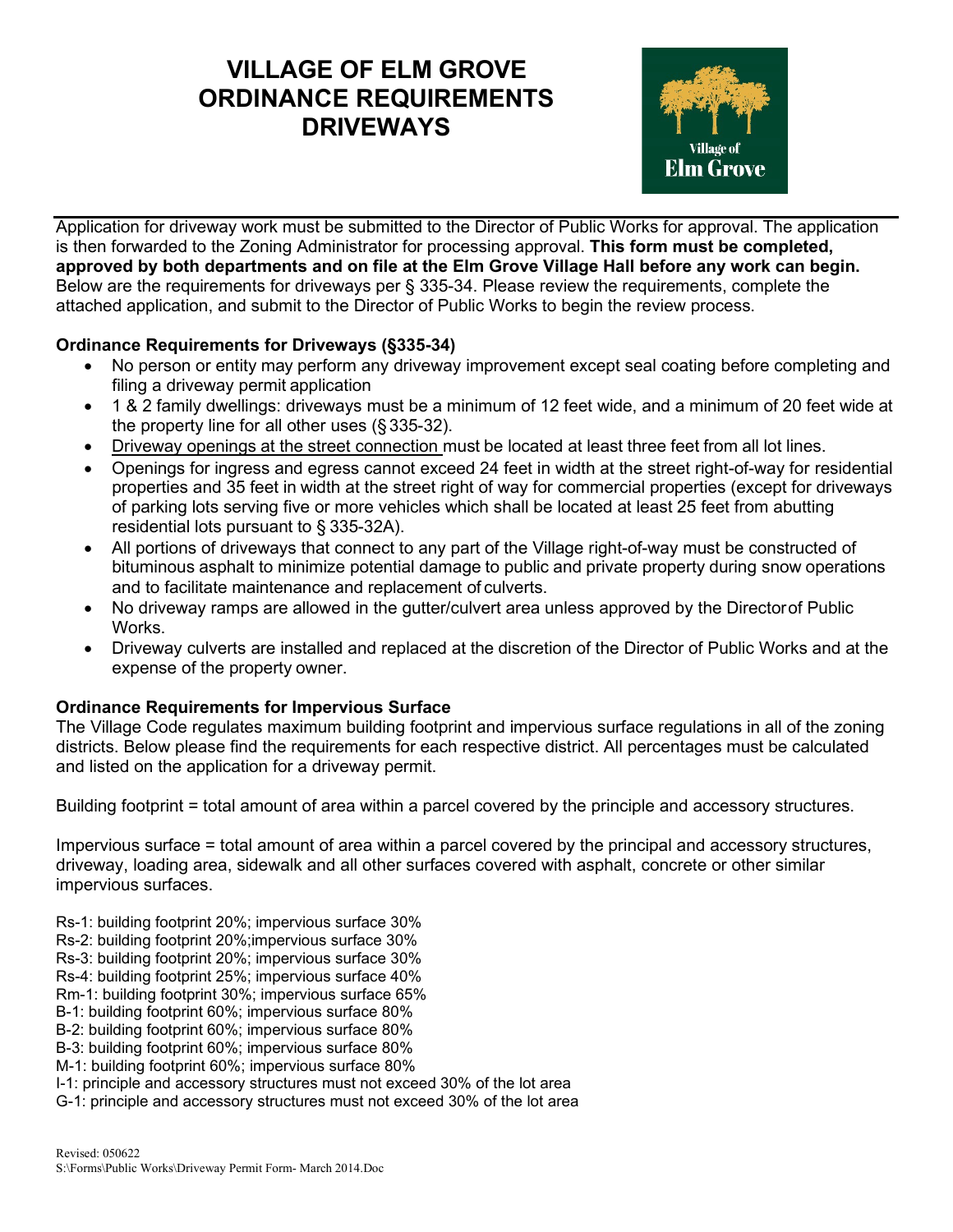# VILLAGE OF ELM GROVE ORDINANCE REQUIREMENTS DRIVEWAYS

Application for driveway work must be submitted to the Director of Public Works for approval. The application is then forwarded to the Zoning Administrator for processing approval. **This form must be completed, approved by both departments and on file at the Elm Grove Village Hall before any work can begin.** Below are the requirements for driveways per § 335-34. Please review the requirements, complete the attached application, and submit to the Director of Public Works to begin the review process.

**Ordinance Requirements for Driveways (§335-34)**

- No person or entity may perform any driveway improvement except seal coating before completing and filing a driveway permit application
- 1 & 2 family dwellings: driveways must be a minimum of 12 feet wide, and a minimum of 20 feet wide at the property line for all other uses (§ 335-32).
- <u>Driveway openings at the street connection</u> must be located at least three feet from all lot lines.
- Openings for ingress and egress cannot exceed 24 feet in width at the street right-of-way for residential properties and 35 feet in width at the street right of way for commercial properties (except for driveways of parking lots serving five or more vehicles which shall be located at least 25 feet from abutting residential lots pursuant to § 335-32A).
- All portions of driveways that connect to any part of the Village right-of-way must be constructed of bituminous asphalt to minimize potential damage to public and private property during snow operations and to facilitate maintenance and replacement of culverts.
- No driveway ramps are allowed in the gutter/culvert area unless approved by the Director of Public Works.
- Driveway culverts are installed and replaced at the discretion of the Director of Public Works and at the expense of the property owner.

**Ordinance Requirements for Impervious Surface**

The Village Code regulates maximum building footprint and impervious surface regulations in all of the zoning districts. Below please find the requirements for each respective district. All percentages must be calculated and listed on the application for a driveway permit.

Building footprint = total amount of area within a parcel covered by the principle and accessory structures.

Impervious surface = total amount of area within a parcel covered by the principal and accessory structures, driveway, loading area, sidewalk and all other surfaces covered with asphalt, concrete or other similar impervious surfaces.

Rs-1: building footprint 20%; impervious surface 30%
Rs-2: building footprint 20%;impervious surface 30%
Rs-3: building footprint 20%; impervious surface 30%
Rs-4: building footprint 25%; impervious surface 40%
Rm-1: building footprint 30%; impervious surface 65%
B-1: building footprint 60%; impervious surface 80%
B-2: building footprint 60%; impervious surface 80%
B-3: building footprint 60%; impervious surface 80%
M-1: building footprint 60%; impervious surface 80%
I-1: principle and accessory structures must not exceed 30% of the lot area
G-1: principle and accessory structures must not exceed 30% of the lot area

Revised: 050622
S:\Forms\Public Works\Driveway Permit Form- March 2014.Doc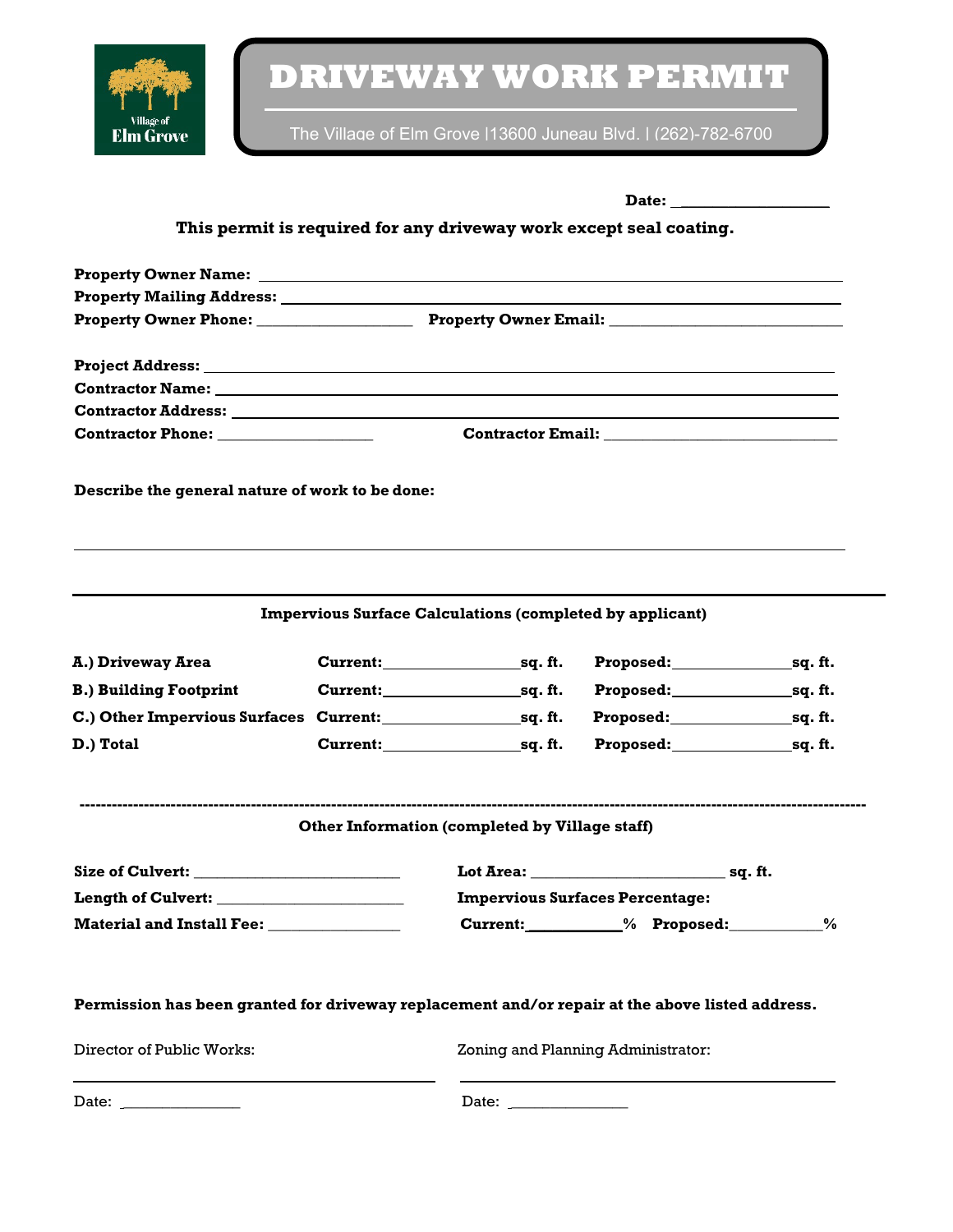# DRIVEWAY WORK PERMIT

The Village of Elm Grove |13600 Juneau Blvd. | (262)-782-6700

**Date:** ___________________

**This permit is required for any driveway work except seal coating.**

**Property Owner Name:** ___________________________________________

**Property Mailing Address:** ___________________________________________

**Property Owner Phone:** ___________________ **Property Owner Email:** ___________________________

**Project Address:** ___________________________________________

**Contractor Name:** ___________________________________________

**Contractor Address:** ___________________________________________

**Contractor Phone:** ___________________ **Contractor Email:** ___________________________

**Describe the general nature of work to be done:**

___________________________________________________________________________

**Impervious Surface Calculations (completed by applicant)**

| | | |
|---|---|---|
| **A.) Driveway Area** | **Current:**________________**sq. ft.** | **Proposed:**______________**sq. ft.** |
| **B.) Building Footprint** | **Current:**________________**sq. ft.** | **Proposed:**______________**sq. ft.** |
| **C.) Other Impervious Surfaces** | **Current:**________________**sq. ft.** | **Proposed:**______________**sq. ft.** |
| **D.) Total** | **Current:**________________**sq. ft.** | **Proposed:**______________**sq. ft.** |

---

**Other Information (completed by Village staff)**

**Size of Culvert:** _________________________ **Lot Area:** ________________________ **sq. ft.**

**Length of Culvert:** _______________________ **Impervious Surfaces Percentage:**

**Material and Install Fee:** ________________ **Current:**___________**%** **Proposed:**___________**%**

**Permission has been granted for driveway replacement and/or repair at the above listed address.**

Director of Public Works: ______________________________

Date: _______________

Zoning and Planning Administrator: ______________________________

Date: _______________